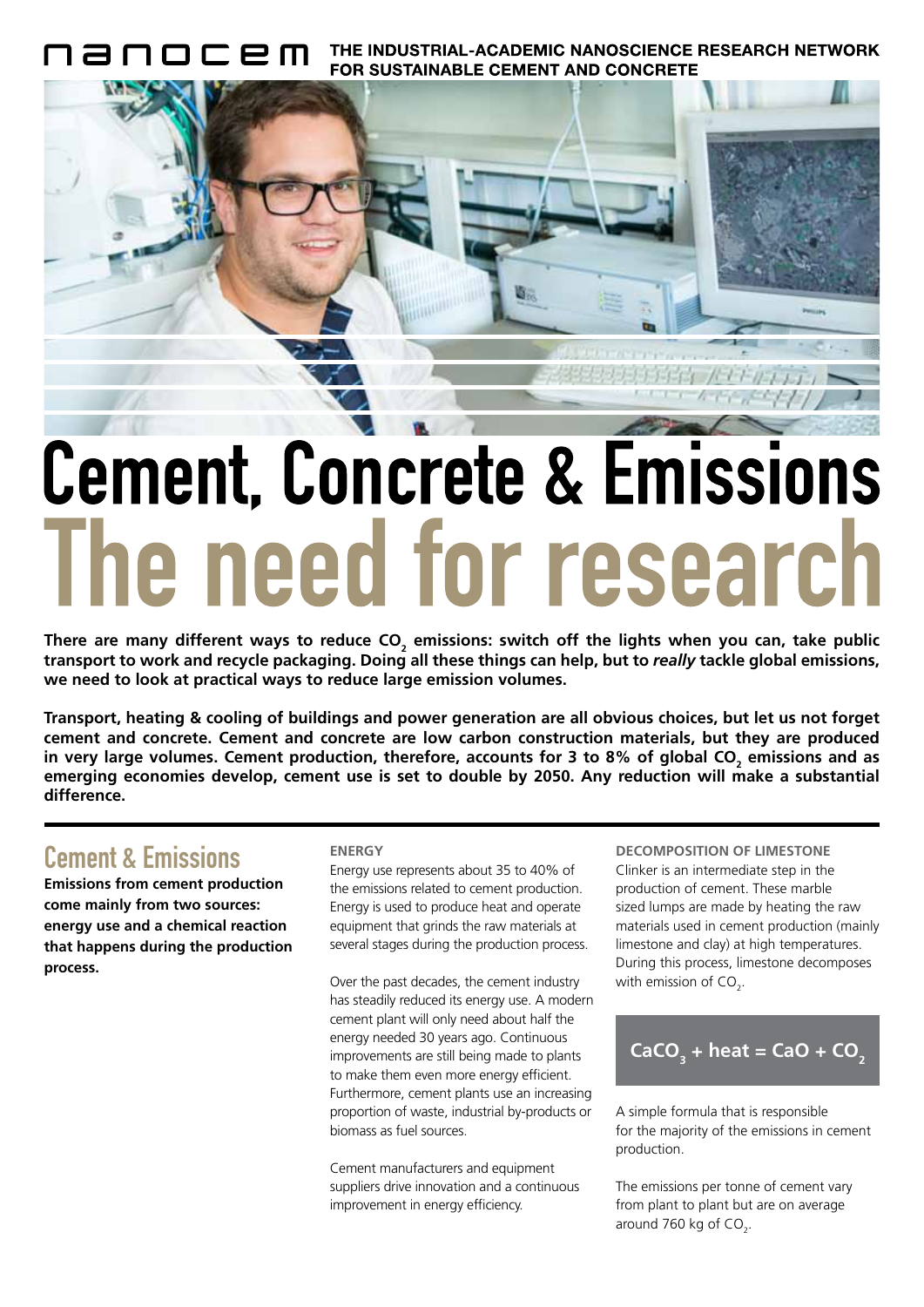nanocem THE INDUSTRIAL-ACADEMIC NANOSCIENCE RESEARCH NETWORK FOR SUSTAINABLE CEMENT AND CONCRETE

# Cement, Concrete & Emissions
# The need for research

**There are many different ways to reduce $CO_2$ emissions: switch off the lights when you can, take public transport to work and recycle packaging. Doing all these things can help, but to *really* tackle global emissions, we need to look at practical ways to reduce large emission volumes.**

**Transport, heating & cooling of buildings and power generation are all obvious choices, but let us not forget cement and concrete. Cement and concrete are low carbon construction materials, but they are produced in very large volumes. Cement production, therefore, accounts for 3 to 8% of global $CO_2$ emissions and as emerging economies develop, cement use is set to double by 2050. Any reduction will make a substantial difference.**

## Cement & Emissions

**Emissions from cement production come mainly from two sources: energy use and a chemical reaction that happens during the production process.**

### ENERGY

Energy use represents about 35 to 40% of the emissions related to cement production. Energy is used to produce heat and operate equipment that grinds the raw materials at several stages during the production process.

Over the past decades, the cement industry has steadily reduced its energy use. A modern cement plant will only need about half the energy needed 30 years ago. Continuous improvements are still being made to plants to make them even more energy efficient. Furthermore, cement plants use an increasing proportion of waste, industrial by-products or biomass as fuel sources.

Cement manufacturers and equipment suppliers drive innovation and a continuous improvement in energy efficiency.

### DECOMPOSITION OF LIMESTONE

Clinker is an intermediate step in the production of cement. These marble sized lumps are made by heating the raw materials used in cement production (mainly limestone and clay) at high temperatures. During this process, limestone decomposes with emission of $CO_2$.

$$CaCO_3 + \text{heat} = CaO + CO_2$$

A simple formula that is responsible for the majority of the emissions in cement production.

The emissions per tonne of cement vary from plant to plant but are on average around 760 kg of $CO_2$.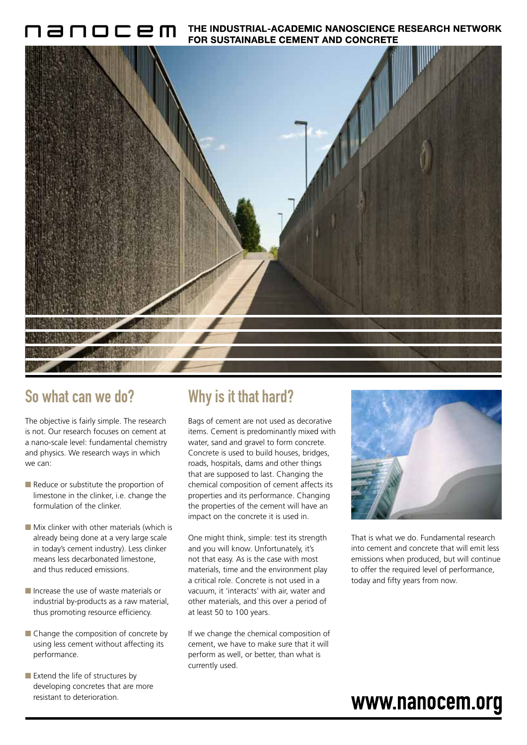# nanocem

**THE INDUSTRIAL-ACADEMIC NANOSCIENCE RESEARCH NETWORK FOR SUSTAINABLE CEMENT AND CONCRETE**

## So what can we do?

The objective is fairly simple. The research is not. Our research focuses on cement at a nano-scale level: fundamental chemistry and physics. We research ways in which we can:

- Reduce or substitute the proportion of limestone in the clinker, i.e. change the formulation of the clinker.
- Mix clinker with other materials (which is already being done at a very large scale in today's cement industry). Less clinker means less decarbonated limestone, and thus reduced emissions.
- Increase the use of waste materials or industrial by-products as a raw material, thus promoting resource efficiency.
- Change the composition of concrete by using less cement without affecting its performance.
- Extend the life of structures by developing concretes that are more resistant to deterioration.

## Why is it that hard?

Bags of cement are not used as decorative items. Cement is predominantly mixed with water, sand and gravel to form concrete. Concrete is used to build houses, bridges, roads, hospitals, dams and other things that are supposed to last. Changing the chemical composition of cement affects its properties and its performance. Changing the properties of the cement will have an impact on the concrete it is used in.

One might think, simple: test its strength and you will know. Unfortunately, it's not that easy. As is the case with most materials, time and the environment play a critical role. Concrete is not used in a vacuum, it 'interacts' with air, water and other materials, and this over a period of at least 50 to 100 years.

If we change the chemical composition of cement, we have to make sure that it will perform as well, or better, than what is currently used.

That is what we do. Fundamental research into cement and concrete that will emit less emissions when produced, but will continue to offer the required level of performance, today and fifty years from now.

**www.nanocem.org**